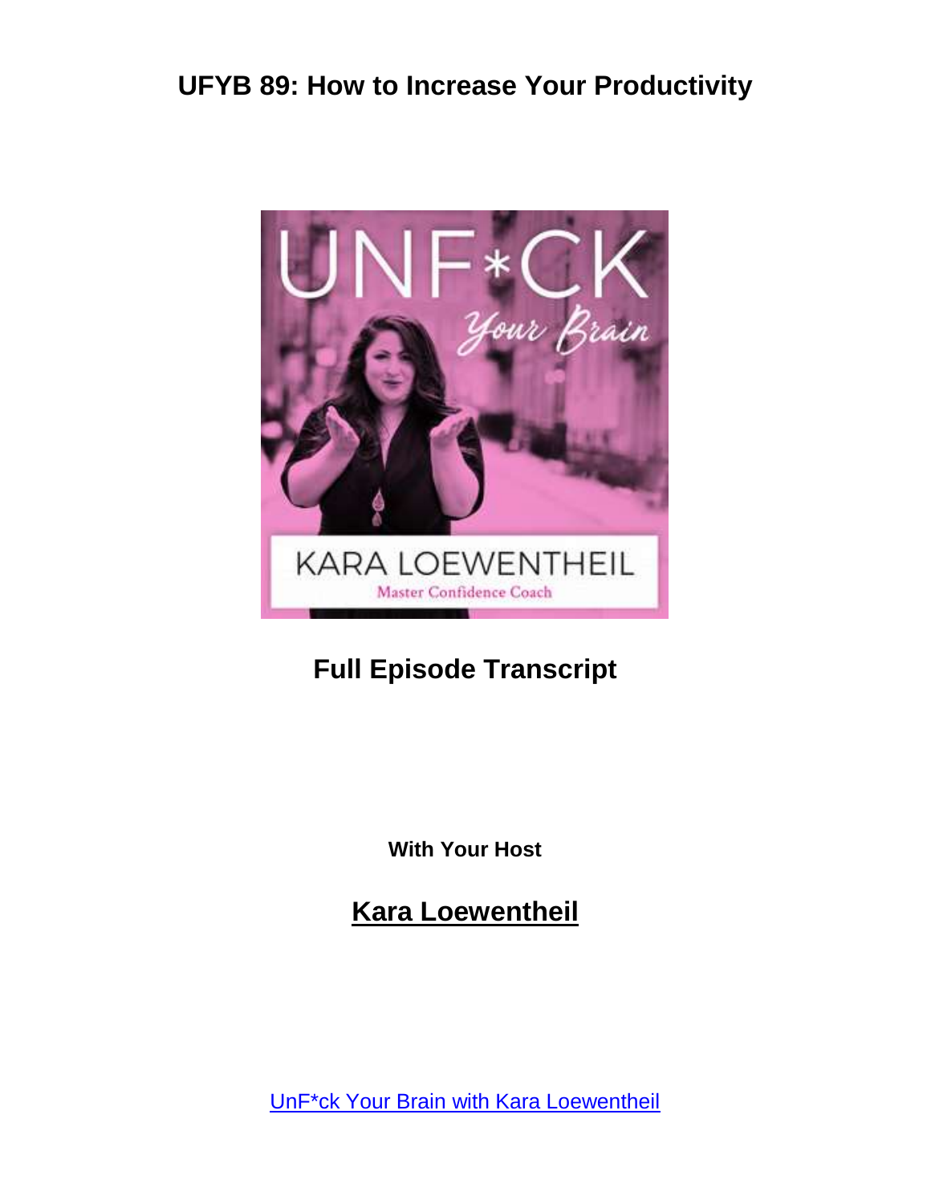# UFYB 89: How to Increase Your Productivity

## Full Episode Transcript

**With Your Host**

## Kara Loewentheil

UnF*ck Your Brain with Kara Loewentheil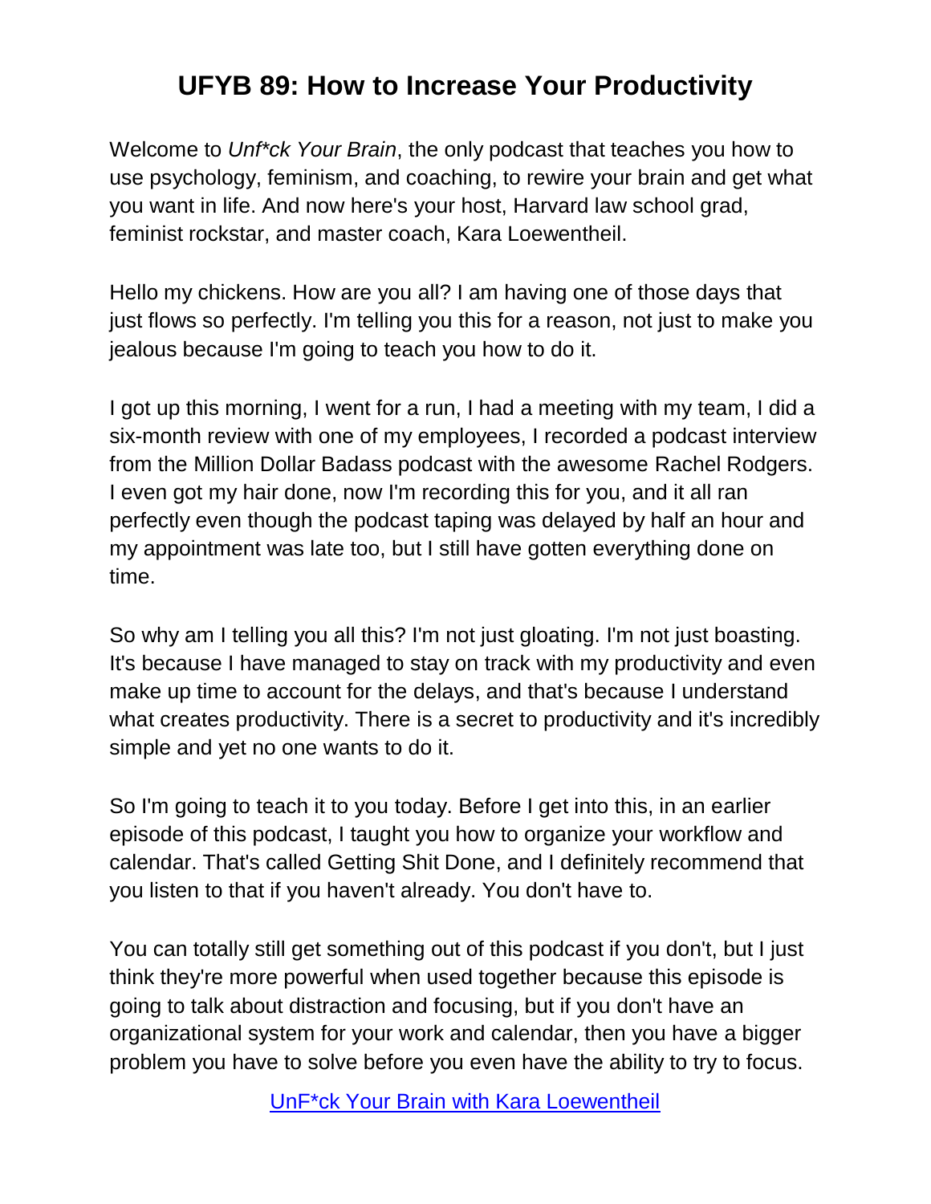# UFYB 89: How to Increase Your Productivity

Welcome to *Unf*ck Your Brain*, the only podcast that teaches you how to use psychology, feminism, and coaching, to rewire your brain and get what you want in life. And now here's your host, Harvard law school grad, feminist rockstar, and master coach, Kara Loewentheil.

Hello my chickens. How are you all? I am having one of those days that just flows so perfectly. I'm telling you this for a reason, not just to make you jealous because I'm going to teach you how to do it.

I got up this morning, I went for a run, I had a meeting with my team, I did a six-month review with one of my employees, I recorded a podcast interview from the Million Dollar Badass podcast with the awesome Rachel Rodgers. I even got my hair done, now I'm recording this for you, and it all ran perfectly even though the podcast taping was delayed by half an hour and my appointment was late too, but I still have gotten everything done on time.

So why am I telling you all this? I'm not just gloating. I'm not just boasting. It's because I have managed to stay on track with my productivity and even make up time to account for the delays, and that's because I understand what creates productivity. There is a secret to productivity and it's incredibly simple and yet no one wants to do it.

So I'm going to teach it to you today. Before I get into this, in an earlier episode of this podcast, I taught you how to organize your workflow and calendar. That's called Getting Shit Done, and I definitely recommend that you listen to that if you haven't already. You don't have to.

You can totally still get something out of this podcast if you don't, but I just think they're more powerful when used together because this episode is going to talk about distraction and focusing, but if you don't have an organizational system for your work and calendar, then you have a bigger problem you have to solve before you even have the ability to try to focus.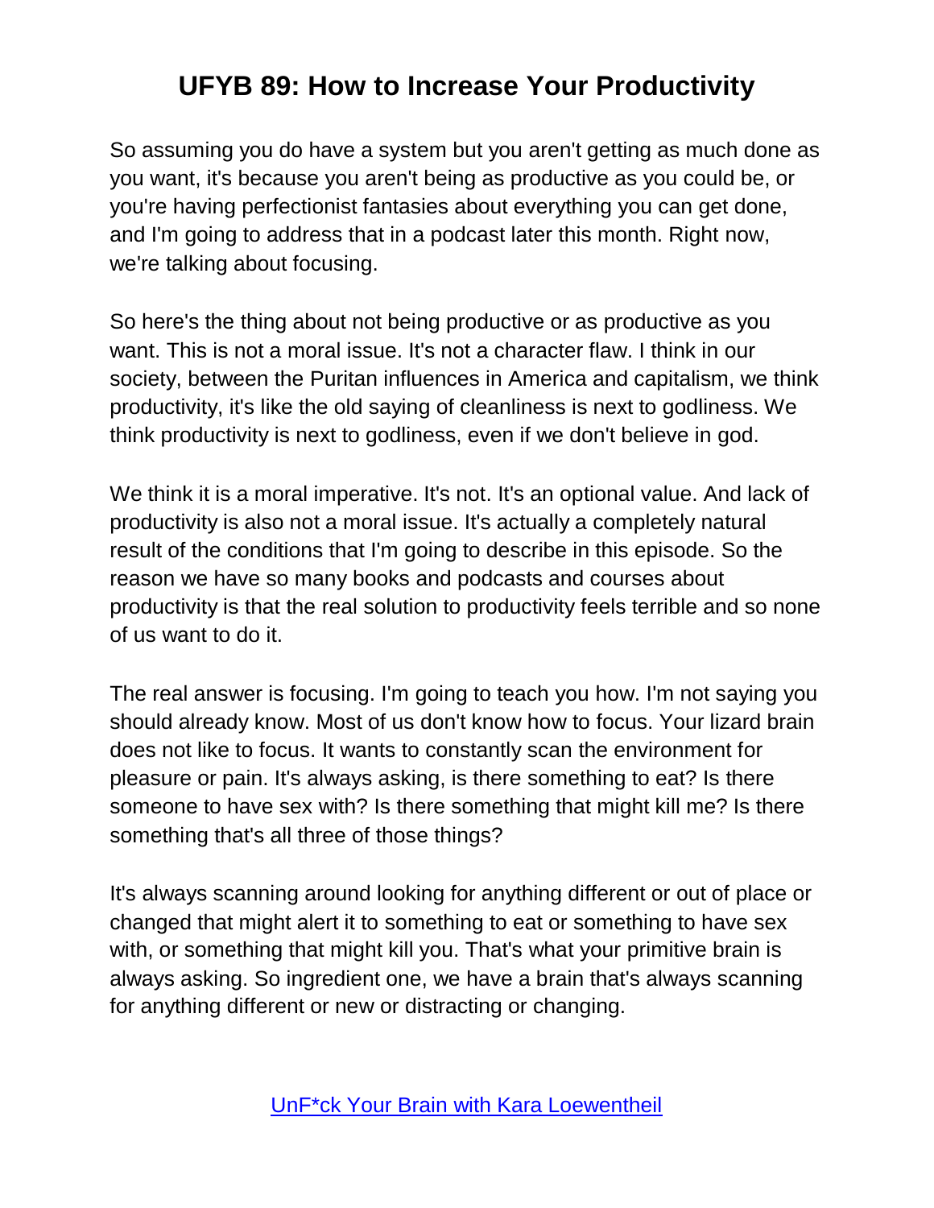So assuming you do have a system but you aren't getting as much done as you want, it's because you aren't being as productive as you could be, or you're having perfectionist fantasies about everything you can get done, and I'm going to address that in a podcast later this month. Right now, we're talking about focusing.

So here's the thing about not being productive or as productive as you want. This is not a moral issue. It's not a character flaw. I think in our society, between the Puritan influences in America and capitalism, we think productivity, it's like the old saying of cleanliness is next to godliness. We think productivity is next to godliness, even if we don't believe in god.

We think it is a moral imperative. It's not. It's an optional value. And lack of productivity is also not a moral issue. It's actually a completely natural result of the conditions that I'm going to describe in this episode. So the reason we have so many books and podcasts and courses about productivity is that the real solution to productivity feels terrible and so none of us want to do it.

The real answer is focusing. I'm going to teach you how. I'm not saying you should already know. Most of us don't know how to focus. Your lizard brain does not like to focus. It wants to constantly scan the environment for pleasure or pain. It's always asking, is there something to eat? Is there someone to have sex with? Is there something that might kill me? Is there something that's all three of those things?

It's always scanning around looking for anything different or out of place or changed that might alert it to something to eat or something to have sex with, or something that might kill you. That's what your primitive brain is always asking. So ingredient one, we have a brain that's always scanning for anything different or new or distracting or changing.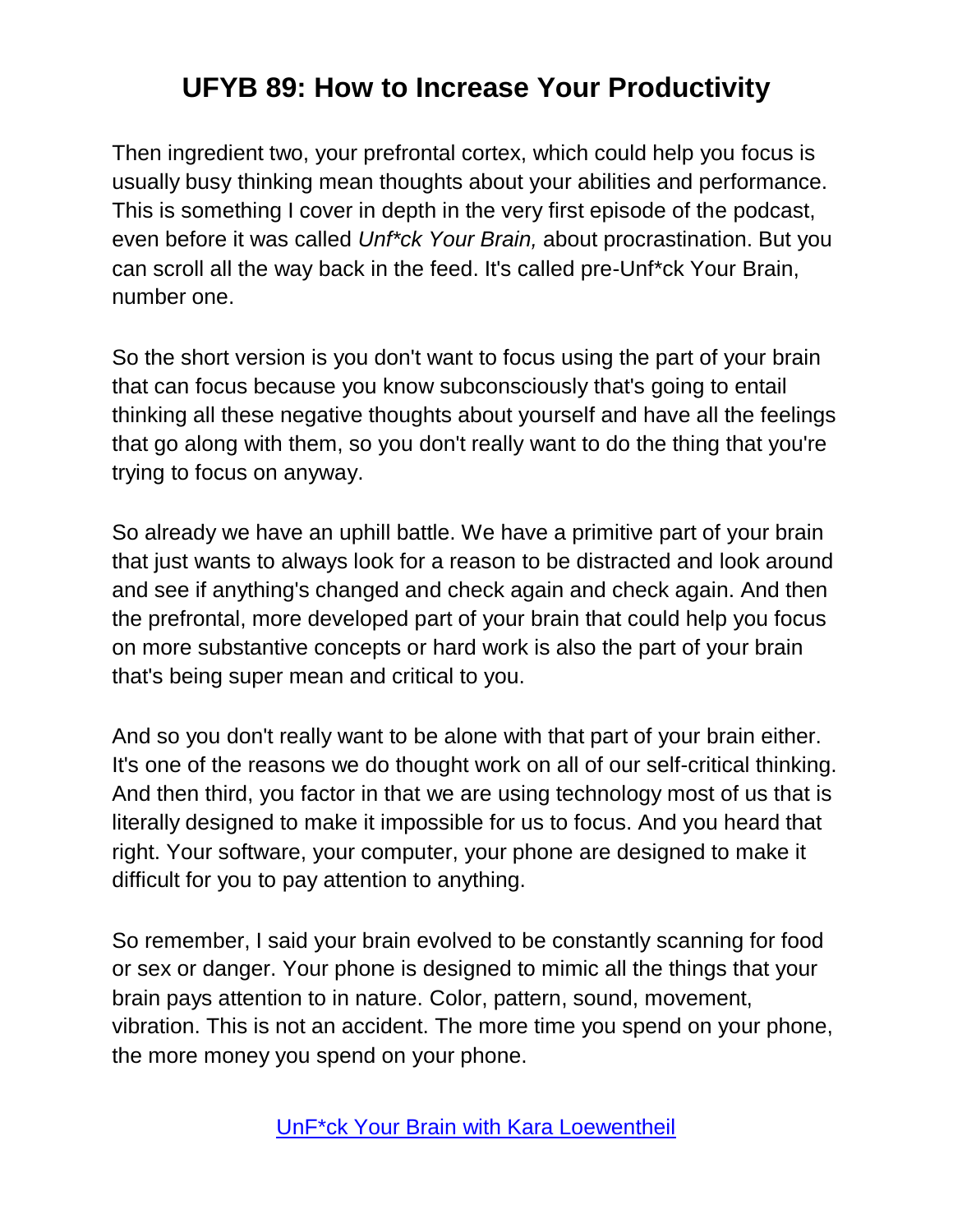Then ingredient two, your prefrontal cortex, which could help you focus is usually busy thinking mean thoughts about your abilities and performance. This is something I cover in depth in the very first episode of the podcast, even before it was called *Unf*ck Your Brain,* about procrastination. But you can scroll all the way back in the feed. It's called pre-Unf*ck Your Brain, number one.

So the short version is you don't want to focus using the part of your brain that can focus because you know subconsciously that's going to entail thinking all these negative thoughts about yourself and have all the feelings that go along with them, so you don't really want to do the thing that you're trying to focus on anyway.

So already we have an uphill battle. We have a primitive part of your brain that just wants to always look for a reason to be distracted and look around and see if anything's changed and check again and check again. And then the prefrontal, more developed part of your brain that could help you focus on more substantive concepts or hard work is also the part of your brain that's being super mean and critical to you.

And so you don't really want to be alone with that part of your brain either. It's one of the reasons we do thought work on all of our self-critical thinking. And then third, you factor in that we are using technology most of us that is literally designed to make it impossible for us to focus. And you heard that right. Your software, your computer, your phone are designed to make it difficult for you to pay attention to anything.

So remember, I said your brain evolved to be constantly scanning for food or sex or danger. Your phone is designed to mimic all the things that your brain pays attention to in nature. Color, pattern, sound, movement, vibration. This is not an accident. The more time you spend on your phone, the more money you spend on your phone.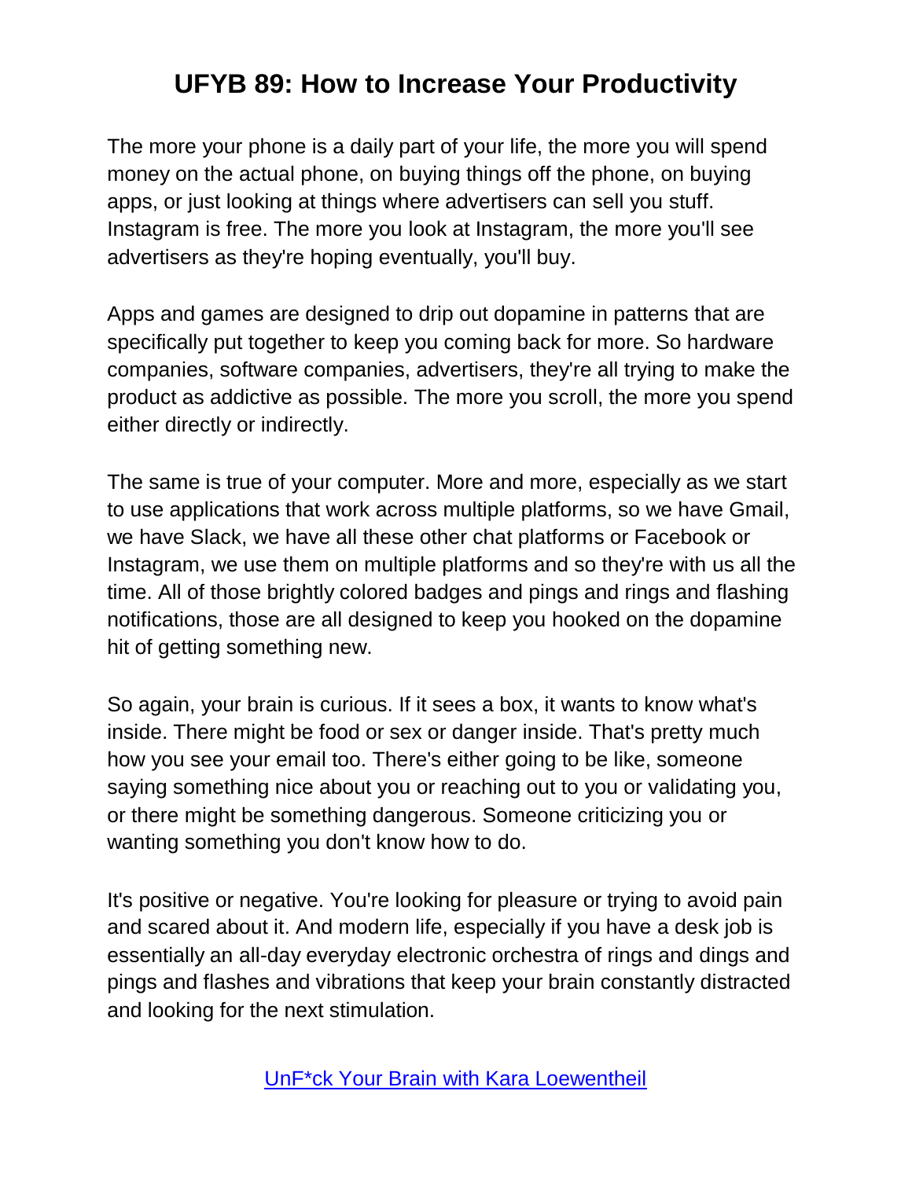The more your phone is a daily part of your life, the more you will spend money on the actual phone, on buying things off the phone, on buying apps, or just looking at things where advertisers can sell you stuff. Instagram is free. The more you look at Instagram, the more you'll see advertisers as they're hoping eventually, you'll buy.

Apps and games are designed to drip out dopamine in patterns that are specifically put together to keep you coming back for more. So hardware companies, software companies, advertisers, they're all trying to make the product as addictive as possible. The more you scroll, the more you spend either directly or indirectly.

The same is true of your computer. More and more, especially as we start to use applications that work across multiple platforms, so we have Gmail, we have Slack, we have all these other chat platforms or Facebook or Instagram, we use them on multiple platforms and so they're with us all the time. All of those brightly colored badges and pings and rings and flashing notifications, those are all designed to keep you hooked on the dopamine hit of getting something new.

So again, your brain is curious. If it sees a box, it wants to know what's inside. There might be food or sex or danger inside. That's pretty much how you see your email too. There's either going to be like, someone saying something nice about you or reaching out to you or validating you, or there might be something dangerous. Someone criticizing you or wanting something you don't know how to do.

It's positive or negative. You're looking for pleasure or trying to avoid pain and scared about it. And modern life, especially if you have a desk job is essentially an all-day everyday electronic orchestra of rings and dings and pings and flashes and vibrations that keep your brain constantly distracted and looking for the next stimulation.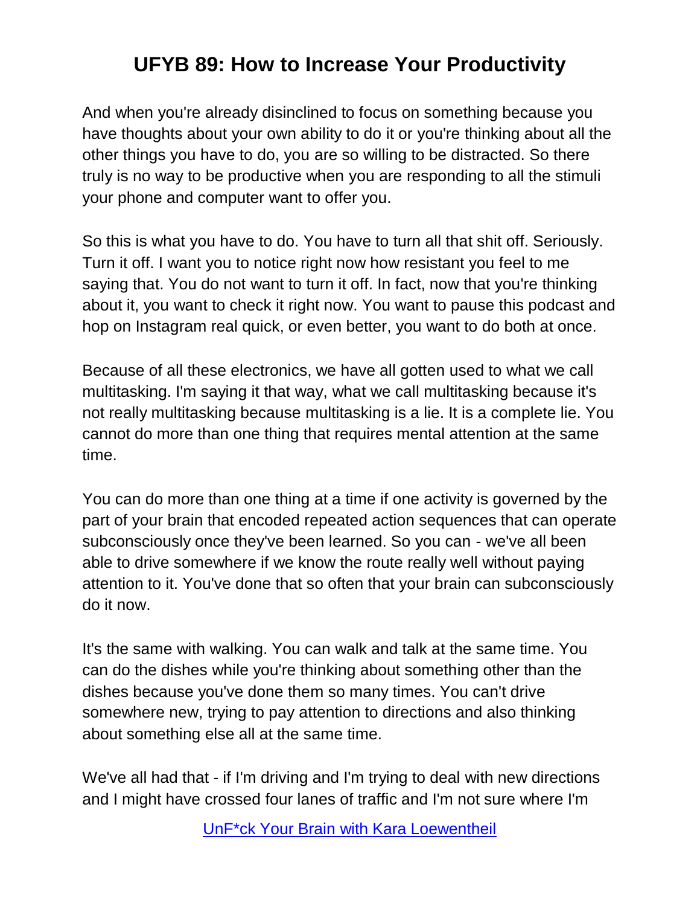And when you're already disinclined to focus on something because you have thoughts about your own ability to do it or you're thinking about all the other things you have to do, you are so willing to be distracted. So there truly is no way to be productive when you are responding to all the stimuli your phone and computer want to offer you.

So this is what you have to do. You have to turn all that shit off. Seriously. Turn it off. I want you to notice right now how resistant you feel to me saying that. You do not want to turn it off. In fact, now that you're thinking about it, you want to check it right now. You want to pause this podcast and hop on Instagram real quick, or even better, you want to do both at once.

Because of all these electronics, we have all gotten used to what we call multitasking. I'm saying it that way, what we call multitasking because it's not really multitasking because multitasking is a lie. It is a complete lie. You cannot do more than one thing that requires mental attention at the same time.

You can do more than one thing at a time if one activity is governed by the part of your brain that encoded repeated action sequences that can operate subconsciously once they've been learned. So you can - we've all been able to drive somewhere if we know the route really well without paying attention to it. You've done that so often that your brain can subconsciously do it now.

It's the same with walking. You can walk and talk at the same time. You can do the dishes while you're thinking about something other than the dishes because you've done them so many times. You can't drive somewhere new, trying to pay attention to directions and also thinking about something else all at the same time.

We've all had that - if I'm driving and I'm trying to deal with new directions and I might have crossed four lanes of traffic and I'm not sure where I'm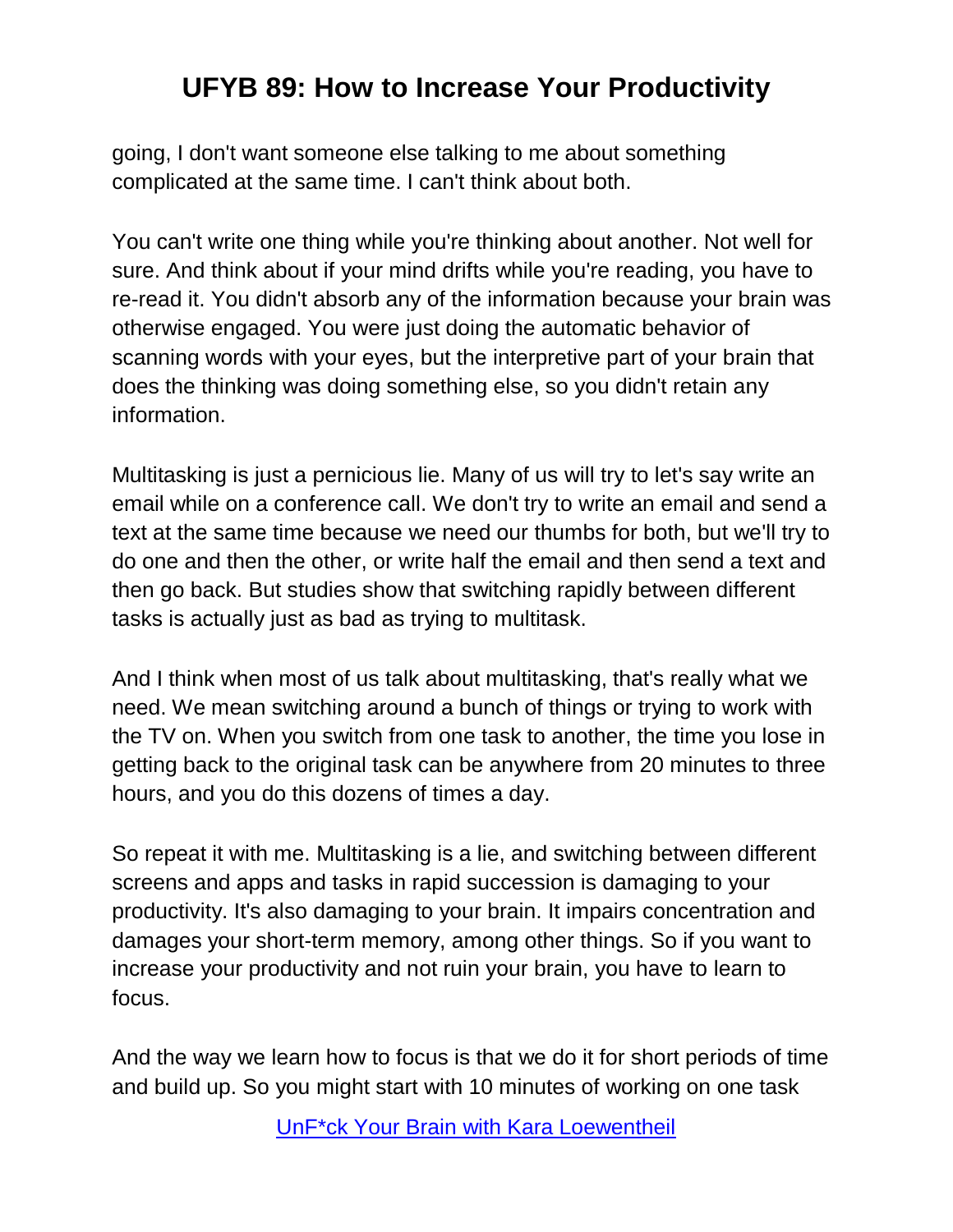going, I don't want someone else talking to me about something complicated at the same time. I can't think about both.

You can't write one thing while you're thinking about another. Not well for sure. And think about if your mind drifts while you're reading, you have to re-read it. You didn't absorb any of the information because your brain was otherwise engaged. You were just doing the automatic behavior of scanning words with your eyes, but the interpretive part of your brain that does the thinking was doing something else, so you didn't retain any information.

Multitasking is just a pernicious lie. Many of us will try to let's say write an email while on a conference call. We don't try to write an email and send a text at the same time because we need our thumbs for both, but we'll try to do one and then the other, or write half the email and then send a text and then go back. But studies show that switching rapidly between different tasks is actually just as bad as trying to multitask.

And I think when most of us talk about multitasking, that's really what we need. We mean switching around a bunch of things or trying to work with the TV on. When you switch from one task to another, the time you lose in getting back to the original task can be anywhere from 20 minutes to three hours, and you do this dozens of times a day.

So repeat it with me. Multitasking is a lie, and switching between different screens and apps and tasks in rapid succession is damaging to your productivity. It's also damaging to your brain. It impairs concentration and damages your short-term memory, among other things. So if you want to increase your productivity and not ruin your brain, you have to learn to focus.

And the way we learn how to focus is that we do it for short periods of time and build up. So you might start with 10 minutes of working on one task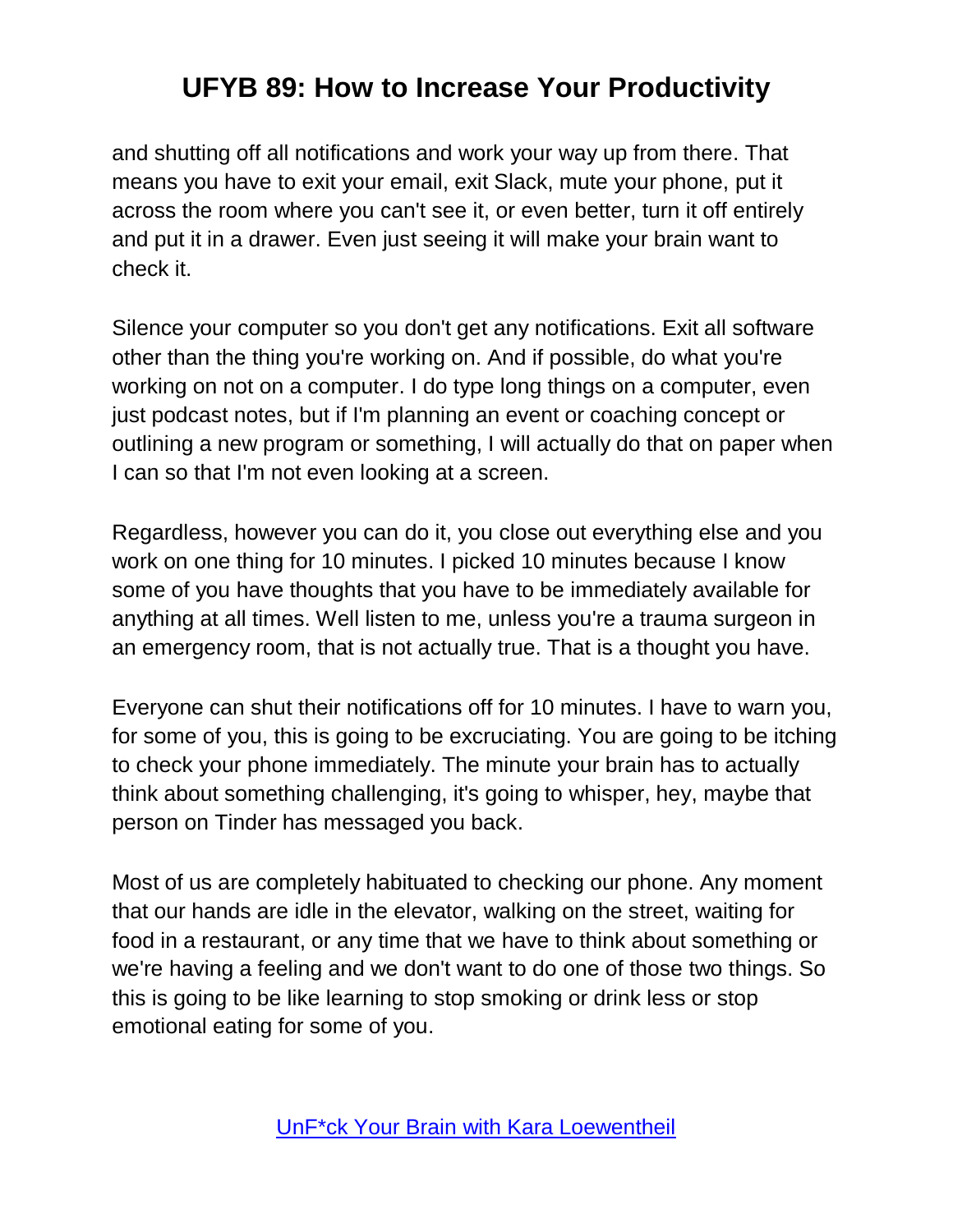and shutting off all notifications and work your way up from there. That means you have to exit your email, exit Slack, mute your phone, put it across the room where you can't see it, or even better, turn it off entirely and put it in a drawer. Even just seeing it will make your brain want to check it.

Silence your computer so you don't get any notifications. Exit all software other than the thing you're working on. And if possible, do what you're working on not on a computer. I do type long things on a computer, even just podcast notes, but if I'm planning an event or coaching concept or outlining a new program or something, I will actually do that on paper when I can so that I'm not even looking at a screen.

Regardless, however you can do it, you close out everything else and you work on one thing for 10 minutes. I picked 10 minutes because I know some of you have thoughts that you have to be immediately available for anything at all times. Well listen to me, unless you're a trauma surgeon in an emergency room, that is not actually true. That is a thought you have.

Everyone can shut their notifications off for 10 minutes. I have to warn you, for some of you, this is going to be excruciating. You are going to be itching to check your phone immediately. The minute your brain has to actually think about something challenging, it's going to whisper, hey, maybe that person on Tinder has messaged you back.

Most of us are completely habituated to checking our phone. Any moment that our hands are idle in the elevator, walking on the street, waiting for food in a restaurant, or any time that we have to think about something or we're having a feeling and we don't want to do one of those two things. So this is going to be like learning to stop smoking or drink less or stop emotional eating for some of you.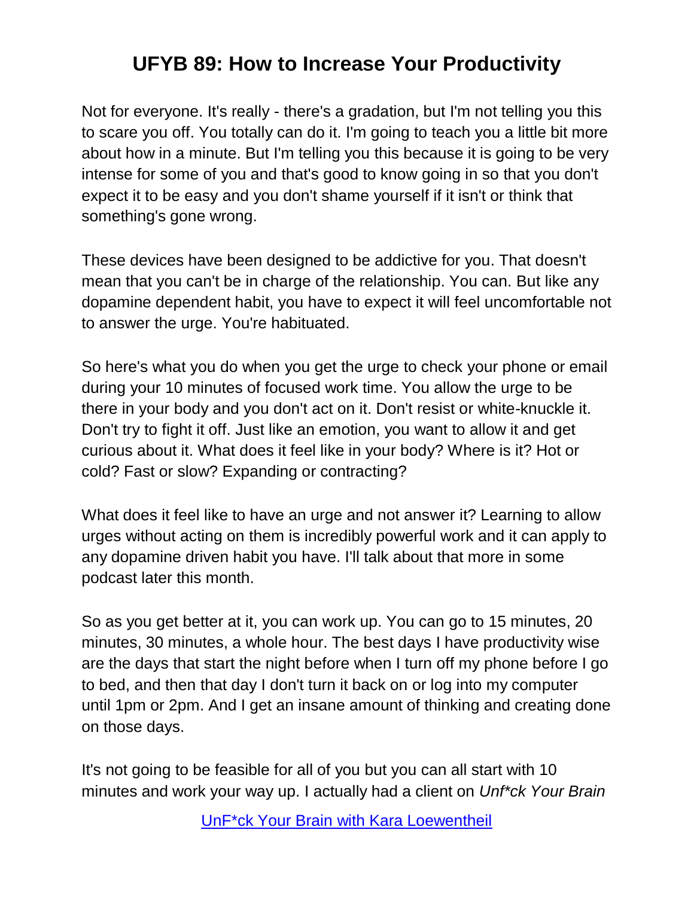Not for everyone. It's really - there's a gradation, but I'm not telling you this to scare you off. You totally can do it. I'm going to teach you a little bit more about how in a minute. But I'm telling you this because it is going to be very intense for some of you and that's good to know going in so that you don't expect it to be easy and you don't shame yourself if it isn't or think that something's gone wrong.

These devices have been designed to be addictive for you. That doesn't mean that you can't be in charge of the relationship. You can. But like any dopamine dependent habit, you have to expect it will feel uncomfortable not to answer the urge. You're habituated.

So here's what you do when you get the urge to check your phone or email during your 10 minutes of focused work time. You allow the urge to be there in your body and you don't act on it. Don't resist or white-knuckle it. Don't try to fight it off. Just like an emotion, you want to allow it and get curious about it. What does it feel like in your body? Where is it? Hot or cold? Fast or slow? Expanding or contracting?

What does it feel like to have an urge and not answer it? Learning to allow urges without acting on them is incredibly powerful work and it can apply to any dopamine driven habit you have. I'll talk about that more in some podcast later this month.

So as you get better at it, you can work up. You can go to 15 minutes, 20 minutes, 30 minutes, a whole hour. The best days I have productivity wise are the days that start the night before when I turn off my phone before I go to bed, and then that day I don't turn it back on or log into my computer until 1pm or 2pm. And I get an insane amount of thinking and creating done on those days.

It's not going to be feasible for all of you but you can all start with 10 minutes and work your way up. I actually had a client on *Unf*ck Your Brain*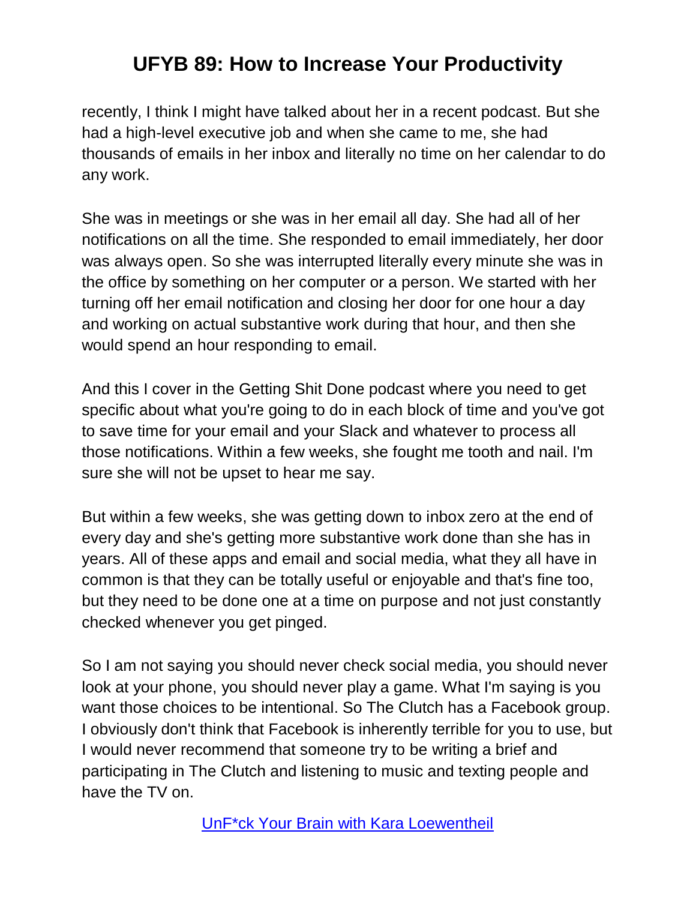recently, I think I might have talked about her in a recent podcast. But she had a high-level executive job and when she came to me, she had thousands of emails in her inbox and literally no time on her calendar to do any work.

She was in meetings or she was in her email all day. She had all of her notifications on all the time. She responded to email immediately, her door was always open. So she was interrupted literally every minute she was in the office by something on her computer or a person. We started with her turning off her email notification and closing her door for one hour a day and working on actual substantive work during that hour, and then she would spend an hour responding to email.

And this I cover in the Getting Shit Done podcast where you need to get specific about what you're going to do in each block of time and you've got to save time for your email and your Slack and whatever to process all those notifications. Within a few weeks, she fought me tooth and nail. I'm sure she will not be upset to hear me say.

But within a few weeks, she was getting down to inbox zero at the end of every day and she's getting more substantive work done than she has in years. All of these apps and email and social media, what they all have in common is that they can be totally useful or enjoyable and that's fine too, but they need to be done one at a time on purpose and not just constantly checked whenever you get pinged.

So I am not saying you should never check social media, you should never look at your phone, you should never play a game. What I'm saying is you want those choices to be intentional. So The Clutch has a Facebook group. I obviously don't think that Facebook is inherently terrible for you to use, but I would never recommend that someone try to be writing a brief and participating in The Clutch and listening to music and texting people and have the TV on.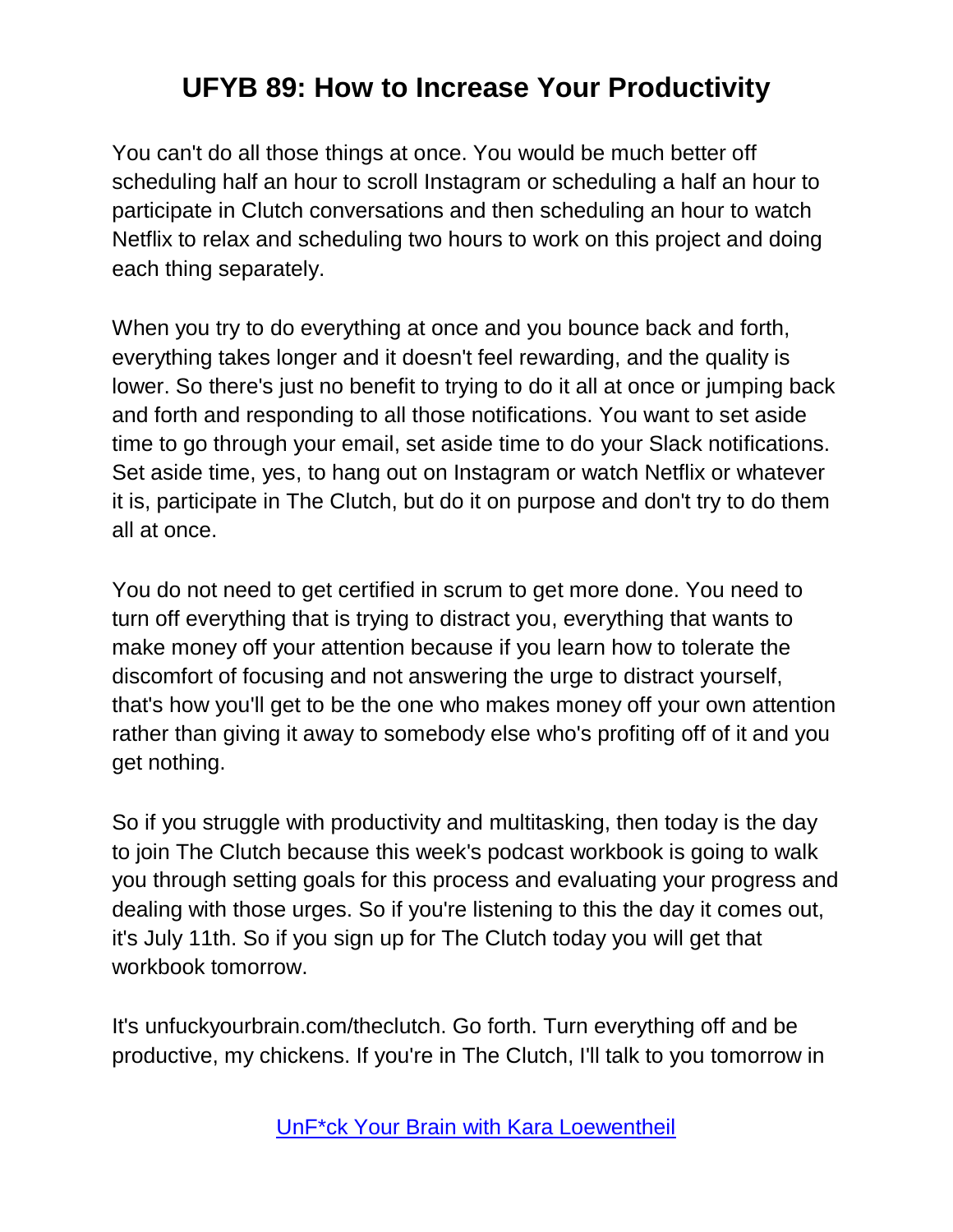You can't do all those things at once. You would be much better off scheduling half an hour to scroll Instagram or scheduling a half an hour to participate in Clutch conversations and then scheduling an hour to watch Netflix to relax and scheduling two hours to work on this project and doing each thing separately.

When you try to do everything at once and you bounce back and forth, everything takes longer and it doesn't feel rewarding, and the quality is lower. So there's just no benefit to trying to do it all at once or jumping back and forth and responding to all those notifications. You want to set aside time to go through your email, set aside time to do your Slack notifications. Set aside time, yes, to hang out on Instagram or watch Netflix or whatever it is, participate in The Clutch, but do it on purpose and don't try to do them all at once.

You do not need to get certified in scrum to get more done. You need to turn off everything that is trying to distract you, everything that wants to make money off your attention because if you learn how to tolerate the discomfort of focusing and not answering the urge to distract yourself, that's how you'll get to be the one who makes money off your own attention rather than giving it away to somebody else who's profiting off of it and you get nothing.

So if you struggle with productivity and multitasking, then today is the day to join The Clutch because this week's podcast workbook is going to walk you through setting goals for this process and evaluating your progress and dealing with those urges. So if you're listening to this the day it comes out, it's July 11th. So if you sign up for The Clutch today you will get that workbook tomorrow.

It's unfuckyourbrain.com/theclutch. Go forth. Turn everything off and be productive, my chickens. If you're in The Clutch, I'll talk to you tomorrow in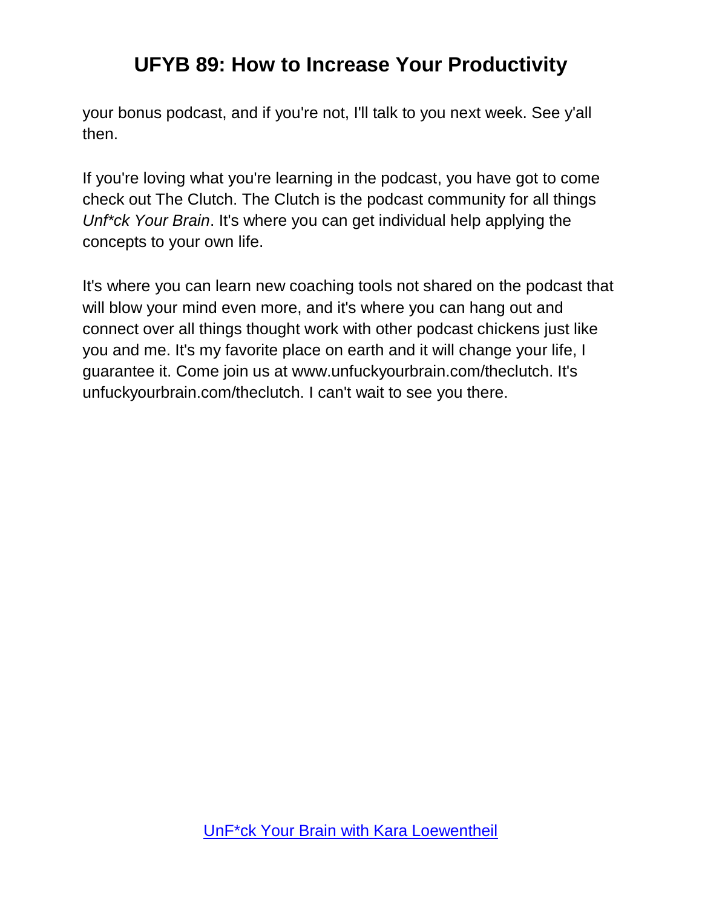your bonus podcast, and if you're not, I'll talk to you next week. See y'all then.

If you're loving what you're learning in the podcast, you have got to come check out The Clutch. The Clutch is the podcast community for all things *Unf*ck Your Brain*. It's where you can get individual help applying the concepts to your own life.

It's where you can learn new coaching tools not shared on the podcast that will blow your mind even more, and it's where you can hang out and connect over all things thought work with other podcast chickens just like you and me. It's my favorite place on earth and it will change your life, I guarantee it. Come join us at www.unfuckyourbrain.com/theclutch. It's unfuckyourbrain.com/theclutch. I can't wait to see you there.